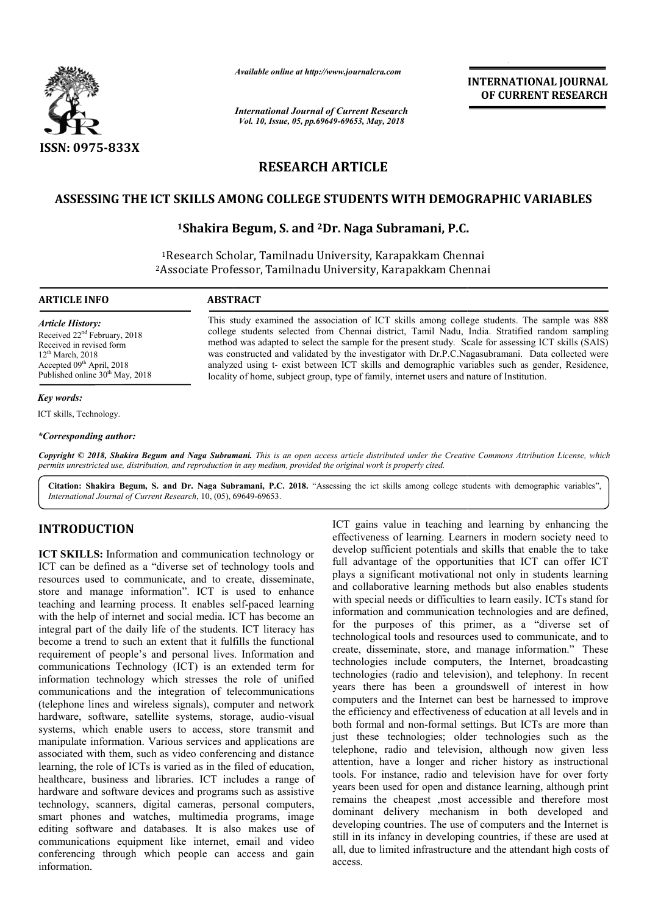# RESEARCH ARTICLE

## ASSESSING THE ICT SKILLS AMONG COLLEGE STUDENTS WITH DEMOGRAPHIC VARIABLES

**[1]Shakira Begum, S. and [2]Dr. Naga Subramani, P.C.**

[1]Research Scholar, Tamilnadu University, Karapakkam Chennai
[2]Associate Professor, Tamilnadu University, Karapakkam Chennai

### ARTICLE INFO

*Article History:*
Received 22nd February, 2018
Received in revised form 12th March, 2018
Accepted 09th April, 2018
Published online 30th May, 2018

*Key words:*
ICT skills, Technology.

*\*Corresponding author:*

### ABSTRACT

This study examined the association of ICT skills among college students. The sample was 888 college students selected from Chennai district, Tamil Nadu, India. Stratified random sampling method was adapted to select the sample for the present study. Scale for assessing ICT skills (SAIS) was constructed and validated by the investigator with Dr.P.C.Nagasubramani. Data collected were analyzed using t- exist between ICT skills and demographic variables such as gender, Residence, locality of home, subject group, type of family, internet users and nature of Institution.

*Copyright © 2018, Shakira Begum and Naga Subramani. This is an open access article distributed under the Creative Commons Attribution License, which permits unrestricted use, distribution, and reproduction in any medium, provided the original work is properly cited.*

**Citation: Shakira Begum, S. and Dr. Naga Subramani, P.C. 2018.** "Assessing the ict skills among college students with demographic variables", *International Journal of Current Research*, 10, (05), 69649-69653.

## INTRODUCTION

**ICT SKILLS:** Information and communication technology or ICT can be defined as a "diverse set of technology tools and resources used to communicate, and to create, disseminate, store and manage information". ICT is used to enhance teaching and learning process. It enables self-paced learning with the help of internet and social media. ICT has become an integral part of the daily life of the students. ICT literacy has become a trend to such an extent that it fulfills the functional requirement of people's and personal lives. Information and communications Technology (ICT) is an extended term for information technology which stresses the role of unified communications and the integration of telecommunications (telephone lines and wireless signals), computer and network hardware, software, satellite systems, storage, audio-visual systems, which enable users to access, store transmit and manipulate information. Various services and applications are associated with them, such as video conferencing and distance learning, the role of ICTs is varied as in the filed of education, healthcare, business and libraries. ICT includes a range of hardware and software devices and programs such as assistive technology, scanners, digital cameras, personal computers, smart phones and watches, multimedia programs, image editing software and databases. It is also makes use of communications equipment like internet, email and video conferencing through which people can access and gain information.

ICT gains value in teaching and learning by enhancing the effectiveness of learning. Learners in modern society need to develop sufficient potentials and skills that enable the to take full advantage of the opportunities that ICT can offer ICT plays a significant motivational not only in students learning and collaborative learning methods but also enables students with special needs or difficulties to learn easily. ICTs stand for information and communication technologies and are defined, for the purposes of this primer, as a "diverse set of technological tools and resources used to communicate, and to create, disseminate, store, and manage information." These technologies include computers, the Internet, broadcasting technologies (radio and television), and telephony. In recent years there has been a groundswell of interest in how computers and the Internet can best be harnessed to improve the efficiency and effectiveness of education at all levels and in both formal and non-formal settings. But ICTs are more than just these technologies; older technologies such as the telephone, radio and television, although now given less attention, have a longer and richer history as instructional tools. For instance, radio and television have for over forty years been used for open and distance learning, although print remains the cheapest ,most accessible and therefore most dominant delivery mechanism in both developed and developing countries. The use of computers and the Internet is still in its infancy in developing countries, if these are used at all, due to limited infrastructure and the attendant high costs of access.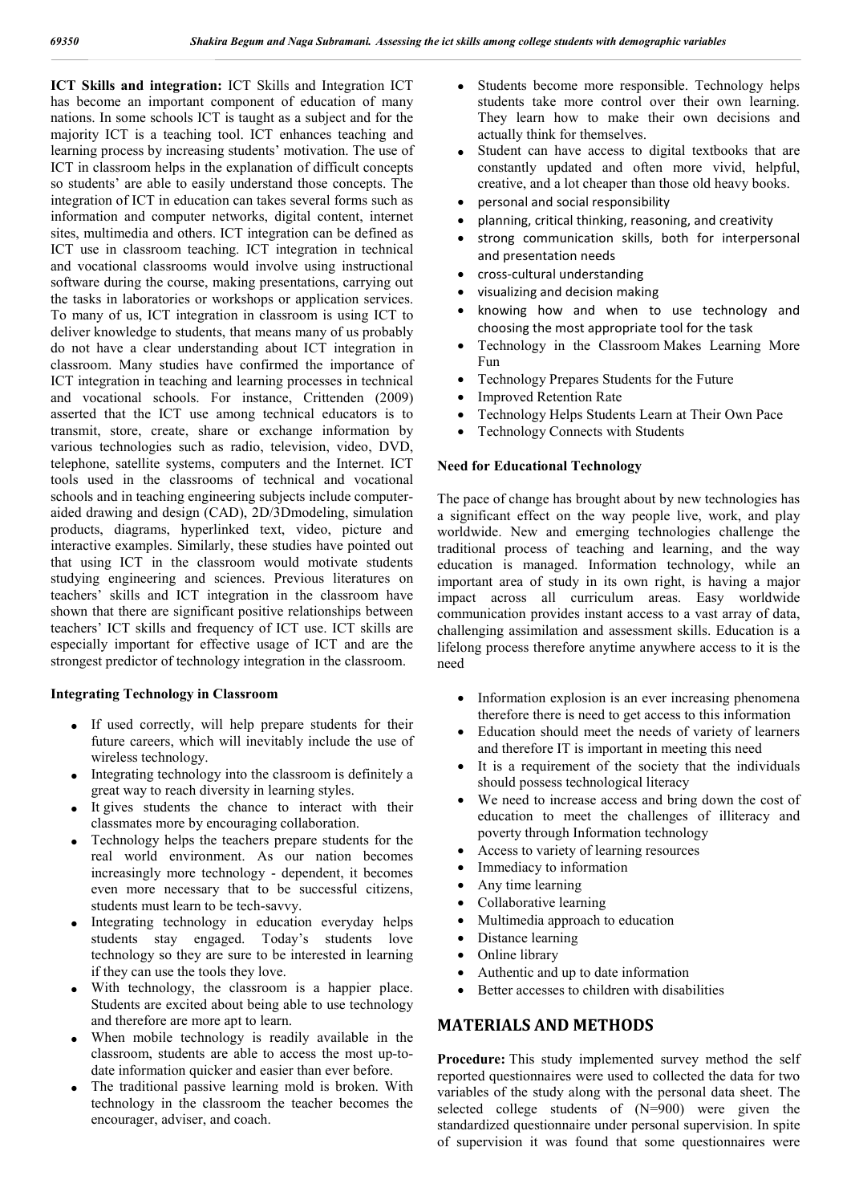**ICT Skills and integration:** ICT Skills and Integration ICT has become an important component of education of many nations. In some schools ICT is taught as a subject and for the majority ICT is a teaching tool. ICT enhances teaching and learning process by increasing students' motivation. The use of ICT in classroom helps in the explanation of difficult concepts so students' are able to easily understand those concepts. The integration of ICT in education can takes several forms such as information and computer networks, digital content, internet sites, multimedia and others. ICT integration can be defined as ICT use in classroom teaching. ICT integration in technical and vocational classrooms would involve using instructional software during the course, making presentations, carrying out the tasks in laboratories or workshops or application services. To many of us, ICT integration in classroom is using ICT to deliver knowledge to students, that means many of us probably do not have a clear understanding about ICT integration in classroom. Many studies have confirmed the importance of ICT integration in teaching and learning processes in technical and vocational schools. For instance, Crittenden (2009) asserted that the ICT use among technical educators is to transmit, store, create, share or exchange information by various technologies such as radio, television, video, DVD, telephone, satellite systems, computers and the Internet. ICT tools used in the classrooms of technical and vocational schools and in teaching engineering subjects include computer-aided drawing and design (CAD), 2D/3Dmodeling, simulation products, diagrams, hyperlinked text, video, picture and interactive examples. Similarly, these studies have pointed out that using ICT in the classroom would motivate students studying engineering and sciences. Previous literatures on teachers' skills and ICT integration in the classroom have shown that there are significant positive relationships between teachers' ICT skills and frequency of ICT use. ICT skills are especially important for effective usage of ICT and are the strongest predictor of technology integration in the classroom.

**Integrating Technology in Classroom**

- If used correctly, will help prepare students for their future careers, which will inevitably include the use of wireless technology.
- Integrating technology into the classroom is definitely a great way to reach diversity in learning styles.
- It gives students the chance to interact with their classmates more by encouraging collaboration.
- Technology helps the teachers prepare students for the real world environment. As our nation becomes increasingly more technology - dependent, it becomes even more necessary that to be successful citizens, students must learn to be tech-savvy.
- Integrating technology in education everyday helps students stay engaged. Today's students love technology so they are sure to be interested in learning if they can use the tools they love.
- With technology, the classroom is a happier place. Students are excited about being able to use technology and therefore are more apt to learn.
- When mobile technology is readily available in the classroom, students are able to access the most up-to-date information quicker and easier than ever before.
- The traditional passive learning mold is broken. With technology in the classroom the teacher becomes the encourager, adviser, and coach.
- Students become more responsible. Technology helps students take more control over their own learning. They learn how to make their own decisions and actually think for themselves.
- Student can have access to digital textbooks that are constantly updated and often more vivid, helpful, creative, and a lot cheaper than those old heavy books.
- personal and social responsibility
- planning, critical thinking, reasoning, and creativity
- strong communication skills, both for interpersonal and presentation needs
- cross-cultural understanding
- visualizing and decision making
- knowing how and when to use technology and choosing the most appropriate tool for the task
- Technology in the Classroom Makes Learning More Fun
- Technology Prepares Students for the Future
- Improved Retention Rate
- Technology Helps Students Learn at Their Own Pace
- Technology Connects with Students

**Need for Educational Technology**

The pace of change has brought about by new technologies has a significant effect on the way people live, work, and play worldwide. New and emerging technologies challenge the traditional process of teaching and learning, and the way education is managed. Information technology, while an important area of study in its own right, is having a major impact across all curriculum areas. Easy worldwide communication provides instant access to a vast array of data, challenging assimilation and assessment skills. Education is a lifelong process therefore anytime anywhere access to it is the need

- Information explosion is an ever increasing phenomena therefore there is need to get access to this information
- Education should meet the needs of variety of learners and therefore IT is important in meeting this need
- It is a requirement of the society that the individuals should possess technological literacy
- We need to increase access and bring down the cost of education to meet the challenges of illiteracy and poverty through Information technology
- Access to variety of learning resources
- Immediacy to information
- Any time learning
- Collaborative learning
- Multimedia approach to education
- Distance learning
- Online library
- Authentic and up to date information
- Better accesses to children with disabilities

## MATERIALS AND METHODS

**Procedure:** This study implemented survey method the self reported questionnaires were used to collected the data for two variables of the study along with the personal data sheet. The selected college students of (N=900) were given the standardized questionnaire under personal supervision. In spite of supervision it was found that some questionnaires were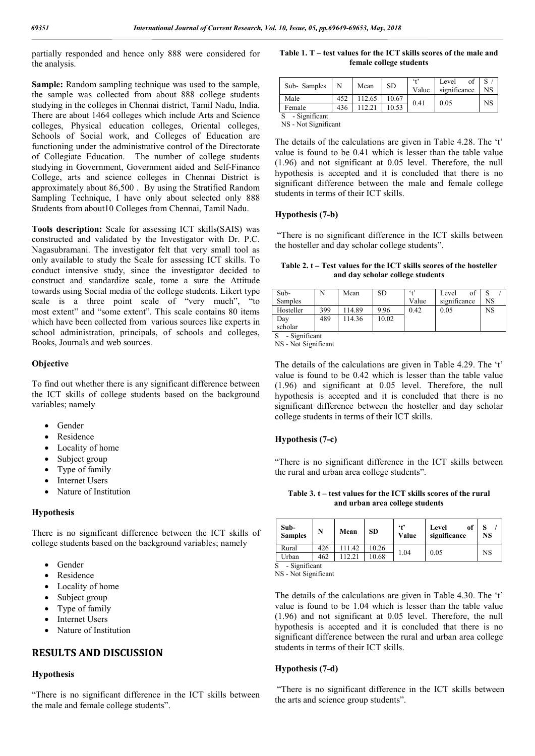partially responded and hence only 888 were considered for the analysis.

**Sample:** Random sampling technique was used to the sample, the sample was collected from about 888 college students studying in the colleges in Chennai district, Tamil Nadu, India. There are about 1464 colleges which include Arts and Science colleges, Physical education colleges, Oriental colleges, Schools of Social work, and Colleges of Education are functioning under the administrative control of the Directorate of Collegiate Education. The number of college students studying in Government, Government aided and Self-Finance College, arts and science colleges in Chennai District is approximately about 86,500 . By using the Stratified Random Sampling Technique, I have only about selected only 888 Students from about10 Colleges from Chennai, Tamil Nadu.

**Tools description:** Scale for assessing ICT skills(SAIS) was constructed and validated by the Investigator with Dr. P.C. Nagasubramani. The investigator felt that very small tool as only available to study the Scale for assessing ICT skills. To conduct intensive study, since the investigator decided to construct and standardize scale, tome a sure the Attitude towards using Social media of the college students. Likert type scale is a three point scale of "very much", "to most extent" and "some extent". This scale contains 80 items which have been collected from various sources like experts in school administration, principals, of schools and colleges, Books, Journals and web sources.

### Objective

To find out whether there is any significant difference between the ICT skills of college students based on the background variables; namely

- Gender
- Residence
- Locality of home
- Subject group
- Type of family
- Internet Users
- Nature of Institution

### Hypothesis

There is no significant difference between the ICT skills of college students based on the background variables; namely

- Gender
- Residence
- Locality of home
- Subject group
- Type of family
- Internet Users
- Nature of Institution

## RESULTS AND DISCUSSION

### Hypothesis

"There is no significant difference in the ICT skills between the male and female college students".

**Table 1. T – test values for the ICT skills scores of the male and female college students**

| Sub- Samples | N | Mean | SD | 't' Value | Level of significance | S / NS |
|---|---|---|---|---|---|---|
| Male | 452 | 112.65 | 10.67 | 0.41 | 0.05 | NS |
| Female | 436 | 112.21 | 10.53 | | | |

S - Significant
NS - Not Significant

The details of the calculations are given in Table 4.28. The 't' value is found to be 0.41 which is lesser than the table value (1.96) and not significant at 0.05 level. Therefore, the null hypothesis is accepted and it is concluded that there is no significant difference between the male and female college students in terms of their ICT skills.

### Hypothesis (7-b)

"There is no significant difference in the ICT skills between the hosteller and day scholar college students".

**Table 2. t – Test values for the ICT skills scores of the hosteller and day scholar college students**

| Sub- Samples | N | Mean | SD | 't' Value | Level of significance | S / NS |
|---|---|---|---|---|---|---|
| Hosteller | 399 | 114.89 | 9.96 | 0.42 | 0.05 | NS |
| Day scholar | 489 | 114.36 | 10.02 | | | |

S - Significant
NS - Not Significant

The details of the calculations are given in Table 4.29. The 't' value is found to be 0.42 which is lesser than the table value (1.96) and significant at 0.05 level. Therefore, the null hypothesis is accepted and it is concluded that there is no significant difference between the hosteller and day scholar college students in terms of their ICT skills.

### Hypothesis (7-c)

"There is no significant difference in the ICT skills between the rural and urban area college students".

**Table 3. t – test values for the ICT skills scores of the rural and urban area college students**

| Sub-Samples | N | Mean | SD | 't' Value | Level of significance | S / NS |
|---|---|---|---|---|---|---|
| Rural | 426 | 111.42 | 10.26 | 1.04 | 0.05 | NS |
| Urban | 462 | 112.21 | 10.68 | | | |

S - Significant
NS - Not Significant

The details of the calculations are given in Table 4.30. The 't' value is found to be 1.04 which is lesser than the table value (1.96) and not significant at 0.05 level. Therefore, the null hypothesis is accepted and it is concluded that there is no significant difference between the rural and urban area college students in terms of their ICT skills.

### Hypothesis (7-d)

"There is no significant difference in the ICT skills between the arts and science group students".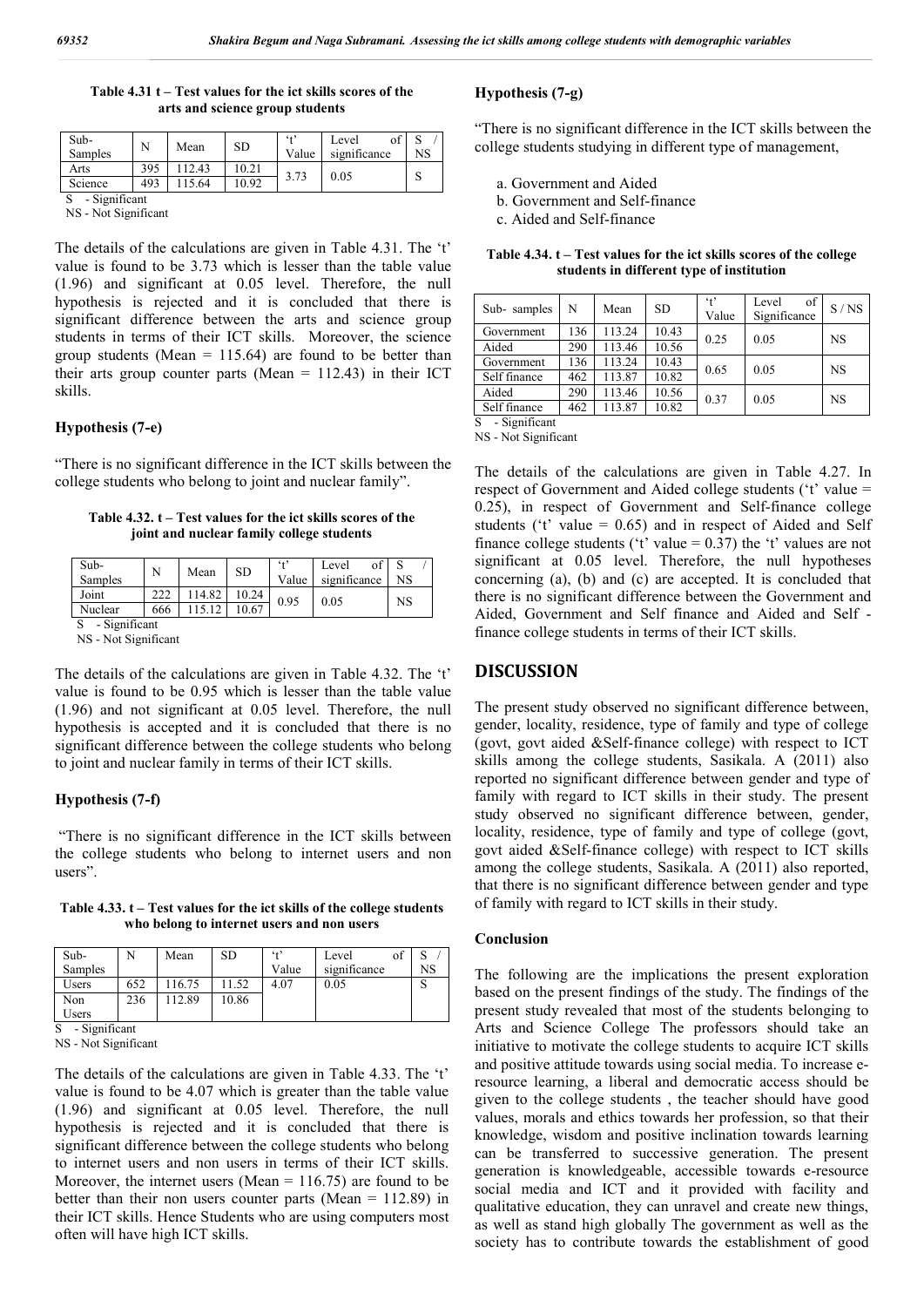**Table 4.31 t – Test values for the ict skills scores of the arts and science group students**

| Sub-Samples | N | Mean | SD | 't' Value | Level of significance | S / NS |
|---|---|---|---|---|---|---|
| Arts | 395 | 112.43 | 10.21 | 3.73 | 0.05 | S |
| Science | 493 | 115.64 | 10.92 | | | |

S - Significant
NS - Not Significant

The details of the calculations are given in Table 4.31. The 't' value is found to be 3.73 which is lesser than the table value (1.96) and significant at 0.05 level. Therefore, the null hypothesis is rejected and it is concluded that there is significant difference between the arts and science group students in terms of their ICT skills. Moreover, the science group students (Mean = 115.64) are found to be better than their arts group counter parts (Mean = 112.43) in their ICT skills.

### Hypothesis (7-e)

"There is no significant difference in the ICT skills between the college students who belong to joint and nuclear family".

**Table 4.32. t – Test values for the ict skills scores of the joint and nuclear family college students**

| Sub-Samples | N | Mean | SD | 't' Value | Level of significance | S / NS |
|---|---|---|---|---|---|---|
| Joint | 222 | 114.82 | 10.24 | 0.95 | 0.05 | NS |
| Nuclear | 666 | 115.12 | 10.67 | | | |

S - Significant
NS - Not Significant

The details of the calculations are given in Table 4.32. The 't' value is found to be 0.95 which is lesser than the table value (1.96) and not significant at 0.05 level. Therefore, the null hypothesis is accepted and it is concluded that there is no significant difference between the college students who belong to joint and nuclear family in terms of their ICT skills.

### Hypothesis (7-f)

"There is no significant difference in the ICT skills between the college students who belong to internet users and non users".

**Table 4.33. t – Test values for the ict skills of the college students who belong to internet users and non users**

| Sub-Samples | N | Mean | SD | 't' Value | Level of significance | S / NS |
|---|---|---|---|---|---|---|
| Users | 652 | 116.75 | 11.52 | 4.07 | 0.05 | S |
| Non Users | 236 | 112.89 | 10.86 | | | |

S - Significant
NS - Not Significant

The details of the calculations are given in Table 4.33. The 't' value is found to be 4.07 which is greater than the table value (1.96) and significant at 0.05 level. Therefore, the null hypothesis is rejected and it is concluded that there is significant difference between the college students who belong to internet users and non users in terms of their ICT skills. Moreover, the internet users (Mean = 116.75) are found to be better than their non users counter parts (Mean = 112.89) in their ICT skills. Hence Students who are using computers most often will have high ICT skills.

### Hypothesis (7-g)

"There is no significant difference in the ICT skills between the college students studying in different type of management,

a. Government and Aided
b. Government and Self-finance
c. Aided and Self-finance

**Table 4.34. t – Test values for the ict skills scores of the college students in different type of institution**

| Sub- samples | N | Mean | SD | 't' Value | Level of Significance | S / NS |
|---|---|---|---|---|---|---|
| Government | 136 | 113.24 | 10.43 | 0.25 | 0.05 | NS |
| Aided | 290 | 113.46 | 10.56 | | | |
| Government | 136 | 113.24 | 10.43 | 0.65 | 0.05 | NS |
| Self finance | 462 | 113.87 | 10.82 | | | |
| Aided | 290 | 113.46 | 10.56 | 0.37 | 0.05 | NS |
| Self finance | 462 | 113.87 | 10.82 | | | |

S - Significant
NS - Not Significant

The details of the calculations are given in Table 4.27. In respect of Government and Aided college students ('t' value = 0.25), in respect of Government and Self-finance college students ('t' value = 0.65) and in respect of Aided and Self finance college students ('t' value = 0.37) the 't' values are not significant at 0.05 level. Therefore, the null hypotheses concerning (a), (b) and (c) are accepted. It is concluded that there is no significant difference between the Government and Aided, Government and Self finance and Aided and Self - finance college students in terms of their ICT skills.

## DISCUSSION

The present study observed no significant difference between, gender, locality, residence, type of family and type of college (govt, govt aided &Self-finance college) with respect to ICT skills among the college students, Sasikala. A (2011) also reported no significant difference between gender and type of family with regard to ICT skills in their study. The present study observed no significant difference between, gender, locality, residence, type of family and type of college (govt, govt aided &Self-finance college) with respect to ICT skills among the college students, Sasikala. A (2011) also reported, that there is no significant difference between gender and type of family with regard to ICT skills in their study.

### Conclusion

The following are the implications the present exploration based on the present findings of the study. The findings of the present study revealed that most of the students belonging to Arts and Science College The professors should take an initiative to motivate the college students to acquire ICT skills and positive attitude towards using social media. To increase e-resource learning, a liberal and democratic access should be given to the college students , the teacher should have good values, morals and ethics towards her profession, so that their knowledge, wisdom and positive inclination towards learning can be transferred to successive generation. The present generation is knowledgeable, accessible towards e-resource social media and ICT and it provided with facility and qualitative education, they can unravel and create new things, as well as stand high globally The government as well as the society has to contribute towards the establishment of good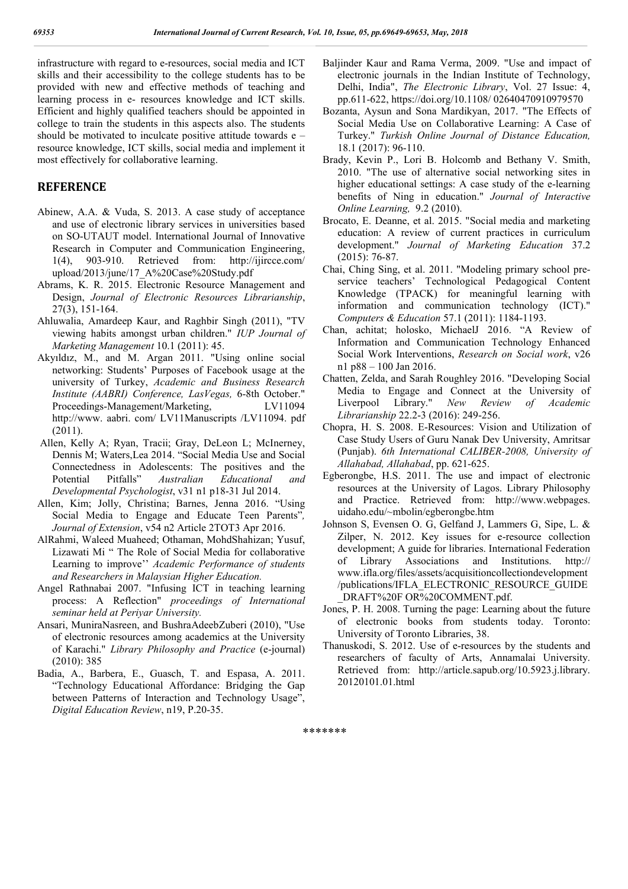infrastructure with regard to e-resources, social media and ICT skills and their accessibility to the college students has to be provided with new and effective methods of teaching and learning process in e- resources knowledge and ICT skills. Efficient and highly qualified teachers should be appointed in college to train the students in this aspects also. The students should be motivated to inculcate positive attitude towards e – resource knowledge, ICT skills, social media and implement it most effectively for collaborative learning.

## REFERENCE

Abinew, A.A. & Vuda, S. 2013. A case study of acceptance and use of electronic library services in universities based on SO-UTAUT model. International Journal of Innovative Research in Computer and Communication Engineering, 1(4), 903-910. Retrieved from: http://ijircce.com/upload/2013/june/17_A%20Case%20Study.pdf

Abrams, K. R. 2015. Electronic Resource Management and Design, *Journal of Electronic Resources Librarianship*, 27(3), 151-164.

Ahluwalia, Amardeep Kaur, and Raghbir Singh (2011), "TV viewing habits amongst urban children." *IUP Journal of Marketing Management* 10.1 (2011): 45.

Akyıldız, M., and M. Argan 2011. "Using online social networking: Students' Purposes of Facebook usage at the university of Turkey, *Academic and Business Research Institute (AABRI) Conference, LasVegas,* 6-8th October." Proceedings-Management/Marketing, LV11094 http://www. aabri. com/ LV11Manuscripts /LV11094. pdf (2011).

Allen, Kelly A; Ryan, Tracii; Gray, DeLeon L; McInerney, Dennis M; Waters,Lea 2014. "Social Media Use and Social Connectedness in Adolescents: The positives and the Potential Pitfalls" *Australian Educational and Developmental Psychologist*, v31 n1 p18-31 Jul 2014.

Allen, Kim; Jolly, Christina; Barnes, Jenna 2016. "Using Social Media to Engage and Educate Teen Parents", *Journal of Extension*, v54 n2 Article 2TOT3 Apr 2016.

AlRahmi, Waleed Muaheed; Othaman, MohdShahizan; Yusuf, Lizawati Mi " The Role of Social Media for collaborative Learning to improve'' *Academic Performance of students and Researchers in Malaysian Higher Education.*

Angel Rathnabai 2007. "Infusing ICT in teaching learning process: A Reflection" *proceedings of International seminar held at Periyar University.*

Ansari, MuniraNasreen, and BushraAdeebZuberi (2010), "Use of electronic resources among academics at the University of Karachi." *Library Philosophy and Practice* (e-journal) (2010): 385

Badia, A., Barbera, E., Guasch, T. and Espasa, A. 2011. "Technology Educational Affordance: Bridging the Gap between Patterns of Interaction and Technology Usage", *Digital Education Review*, n19, P.20-35.

Baljinder Kaur and Rama Verma, 2009. "Use and impact of electronic journals in the Indian Institute of Technology, Delhi, India", *The Electronic Library*, Vol. 27 Issue: 4, pp.611-622, https://doi.org/10.1108/ 02640470910979570

Bozanta, Aysun and Sona Mardikyan, 2017. "The Effects of Social Media Use on Collaborative Learning: A Case of Turkey." *Turkish Online Journal of Distance Education,* 18.1 (2017): 96-110.

Brady, Kevin P., Lori B. Holcomb and Bethany V. Smith, 2010. "The use of alternative social networking sites in higher educational settings: A case study of the e-learning benefits of Ning in education." *Journal of Interactive Online Learning,* 9.2 (2010).

Brocato, E. Deanne, et al. 2015. "Social media and marketing education: A review of current practices in curriculum development." *Journal of Marketing Education* 37.2 (2015): 76-87.

Chai, Ching Sing, et al. 2011. "Modeling primary school pre-service teachers' Technological Pedagogical Content Knowledge (TPACK) for meaningful learning with information and communication technology (ICT)." *Computers & Education* 57.1 (2011): 1184-1193.

Chan, achitat; holosko, MichaelJ 2016. "A Review of Information and Communication Technology Enhanced Social Work Interventions, *Research on Social work*, v26 n1 p88 – 100 Jan 2016.

Chatten, Zelda, and Sarah Roughley 2016. "Developing Social Media to Engage and Connect at the University of Liverpool Library." *New Review of Academic Librarianship* 22.2-3 (2016): 249-256.

Chopra, H. S. 2008. E-Resources: Vision and Utilization of Case Study Users of Guru Nanak Dev University, Amritsar (Punjab). *6th International CALIBER-2008, University of Allahabad, Allahabad*, pp. 621-625.

Egberongbe, H.S. 2011. The use and impact of electronic resources at the University of Lagos. Library Philosophy and Practice. Retrieved from: http://www.webpages. uidaho.edu/~mbolin/egberongbe.htm

Johnson S, Evensen O. G, Gelfand J, Lammers G, Sipe, L. & Zilper, N. 2012. Key issues for e-resource collection development; A guide for libraries. International Federation of Library Associations and Institutions. http:// www.ifla.org/files/assets/acquisitioncollectiondevelopment /publications/IFLA_ELECTRONIC_RESOURCE_GUIDE _DRAFT%20F OR%20COMMENT.pdf.

Jones, P. H. 2008. Turning the page: Learning about the future of electronic books from students today. Toronto: University of Toronto Libraries, 38.

Thanuskodi, S. 2012. Use of e-resources by the students and researchers of faculty of Arts, Annamalai University. Retrieved from: http://article.sapub.org/10.5923.j.library. 20120101.01.html

*******